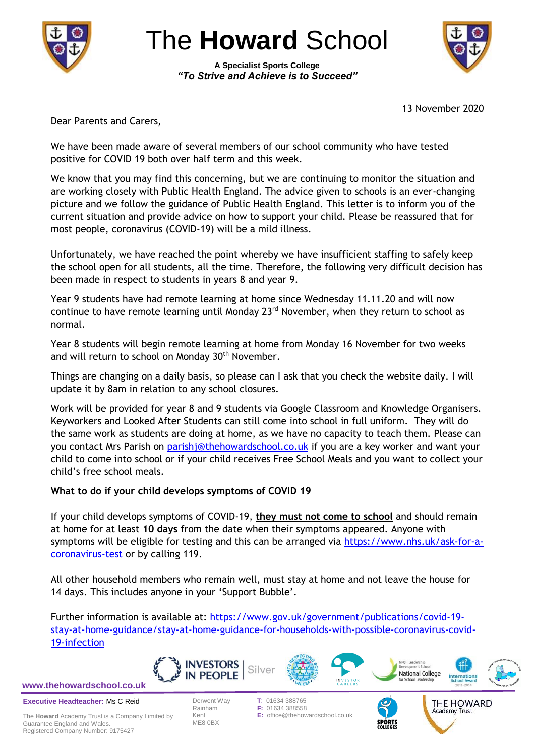# The **Howard** School

**A Specialist Sports College**

***"To Strive and Achieve is to Succeed"***

13 November 2020

Dear Parents and Carers,

We have been made aware of several members of our school community who have tested positive for COVID 19 both over half term and this week.

We know that you may find this concerning, but we are continuing to monitor the situation and are working closely with Public Health England. The advice given to schools is an ever-changing picture and we follow the guidance of Public Health England. This letter is to inform you of the current situation and provide advice on how to support your child. Please be reassured that for most people, coronavirus (COVID-19) will be a mild illness.

Unfortunately, we have reached the point whereby we have insufficient staffing to safely keep the school open for all students, all the time. Therefore, the following very difficult decision has been made in respect to students in years 8 and year 9.

Year 9 students have had remote learning at home since Wednesday 11.11.20 and will now continue to have remote learning until Monday 23rd November, when they return to school as normal.

Year 8 students will begin remote learning at home from Monday 16 November for two weeks and will return to school on Monday 30th November.

Things are changing on a daily basis, so please can I ask that you check the website daily. I will update it by 8am in relation to any school closures.

Work will be provided for year 8 and 9 students via Google Classroom and Knowledge Organisers. Keyworkers and Looked After Students can still come into school in full uniform. They will do the same work as students are doing at home, as we have no capacity to teach them. Please can you contact Mrs Parish on parishj@thehowardschool.co.uk if you are a key worker and want your child to come into school or if your child receives Free School Meals and you want to collect your child's free school meals.

**What to do if your child develops symptoms of COVID 19**

If your child develops symptoms of COVID-19, **they must not come to school** and should remain at home for at least **10 days** from the date when their symptoms appeared. Anyone with symptoms will be eligible for testing and this can be arranged via https://www.nhs.uk/ask-for-a-coronavirus-test or by calling 119.

All other household members who remain well, must stay at home and not leave the house for 14 days. This includes anyone in your 'Support Bubble'.

Further information is available at: https://www.gov.uk/government/publications/covid-19-stay-at-home-guidance/stay-at-home-guidance-for-households-with-possible-coronavirus-covid-19-infection

www.thehowardschool.co.uk

**Executive Headteacher:** Ms C Reid

The **Howard** Academy Trust is a Company Limited by Guarantee England and Wales.
Registered Company Number: 9175427

Derwent Way
Rainham
Kent
ME8 0BX

**T:** 01634 388765
**F:** 01634 388558
**E:** office@thehowardschool.co.uk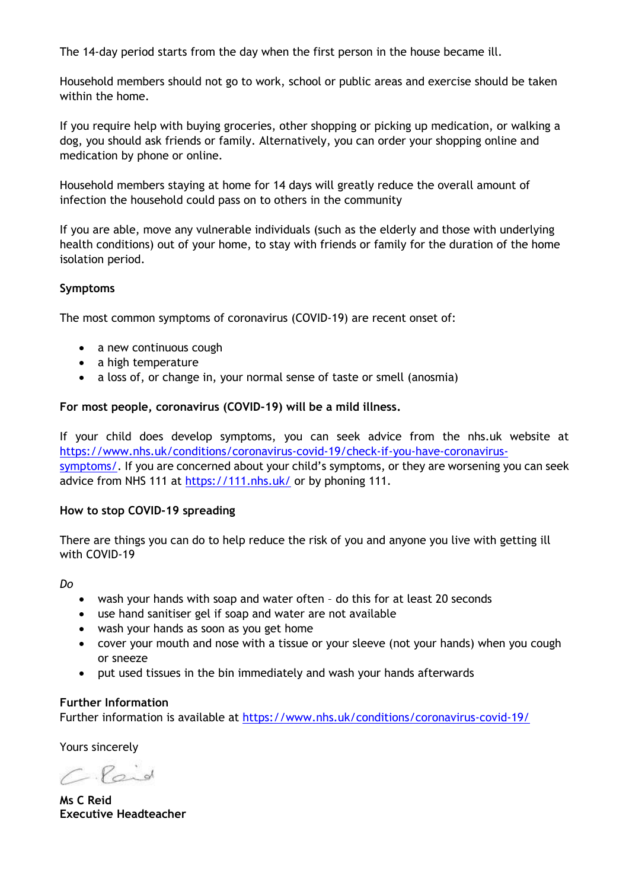The 14-day period starts from the day when the first person in the house became ill.

Household members should not go to work, school or public areas and exercise should be taken within the home.

If you require help with buying groceries, other shopping or picking up medication, or walking a dog, you should ask friends or family. Alternatively, you can order your shopping online and medication by phone or online.

Household members staying at home for 14 days will greatly reduce the overall amount of infection the household could pass on to others in the community

If you are able, move any vulnerable individuals (such as the elderly and those with underlying health conditions) out of your home, to stay with friends or family for the duration of the home isolation period.

**Symptoms**

The most common symptoms of coronavirus (COVID-19) are recent onset of:

- a new continuous cough
- a high temperature
- a loss of, or change in, your normal sense of taste or smell (anosmia)

**For most people, coronavirus (COVID-19) will be a mild illness.**

If your child does develop symptoms, you can seek advice from the nhs.uk website at https://www.nhs.uk/conditions/coronavirus-covid-19/check-if-you-have-coronavirus-symptoms/. If you are concerned about your child's symptoms, or they are worsening you can seek advice from NHS 111 at https://111.nhs.uk/ or by phoning 111.

**How to stop COVID-19 spreading**

There are things you can do to help reduce the risk of you and anyone you live with getting ill with COVID-19

*Do*

- wash your hands with soap and water often – do this for at least 20 seconds
- use hand sanitiser gel if soap and water are not available
- wash your hands as soon as you get home
- cover your mouth and nose with a tissue or your sleeve (not your hands) when you cough or sneeze
- put used tissues in the bin immediately and wash your hands afterwards

**Further Information**
Further information is available at https://www.nhs.uk/conditions/coronavirus-covid-19/

Yours sincerely

C. Reid

**Ms C Reid**
**Executive Headteacher**